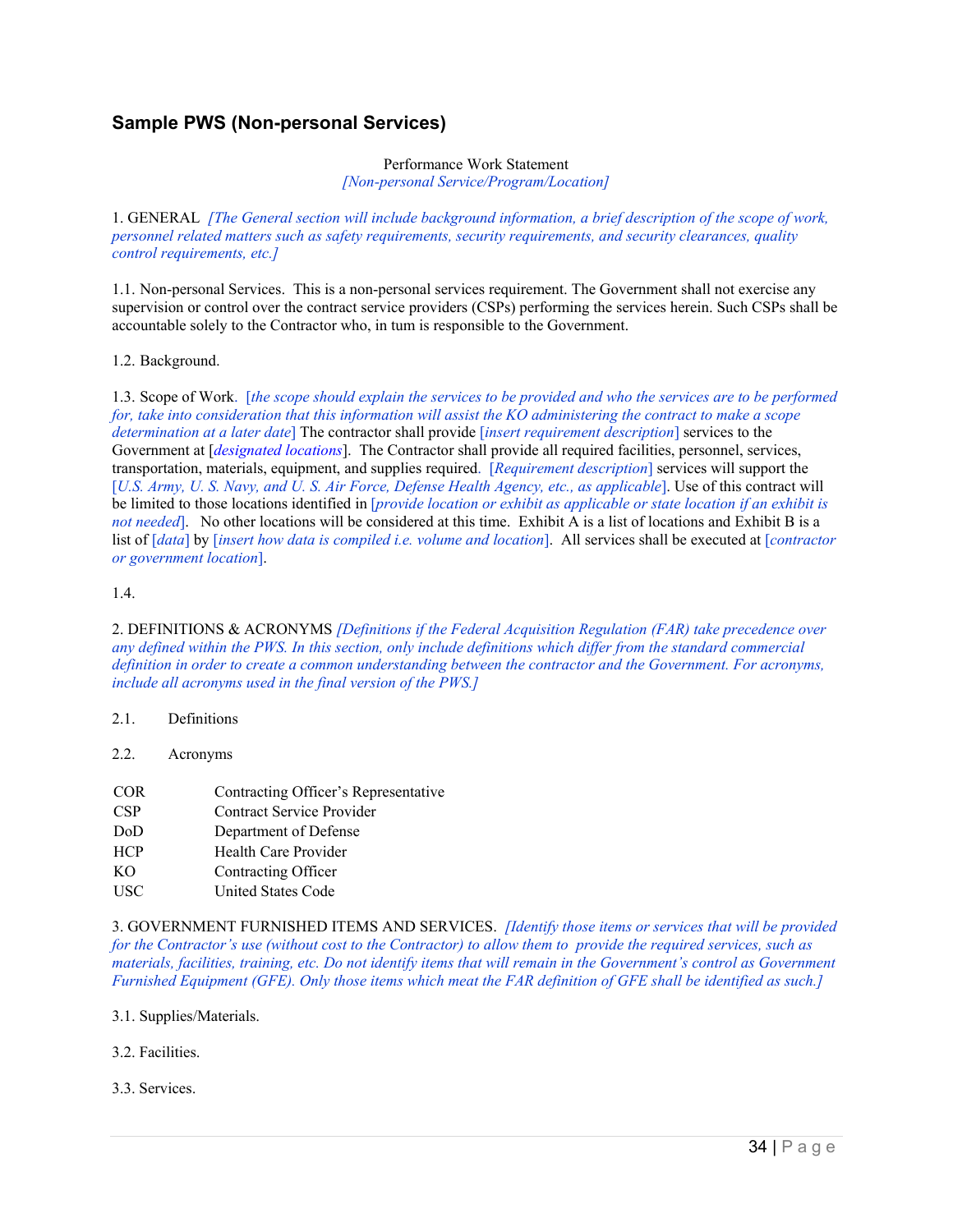## Sample PWS (Non-personal Services)

Performance Work Statement
*[Non-personal Service/Program/Location]*

1. GENERAL *[The General section will include background information, a brief description of the scope of work, personnel related matters such as safety requirements, security requirements, and security clearances, quality control requirements, etc.]*

1.1. Non-personal Services. This is a non-personal services requirement. The Government shall not exercise any supervision or control over the contract service providers (CSPs) performing the services herein. Such CSPs shall be accountable solely to the Contractor who, in tum is responsible to the Government.

1.2. Background.

1.3. Scope of Work. [*the scope should explain the services to be provided and who the services are to be performed for, take into consideration that this information will assist the KO administering the contract to make a scope determination at a later date*] The contractor shall provide [*insert requirement description*] services to the Government at [*designated locations*]. The Contractor shall provide all required facilities, personnel, services, transportation, materials, equipment, and supplies required. [*Requirement description*] services will support the [*U.S. Army, U. S. Navy, and U. S. Air Force, Defense Health Agency, etc., as applicable*]. Use of this contract will be limited to those locations identified in [*provide location or exhibit as applicable or state location if an exhibit is not needed*]. No other locations will be considered at this time. Exhibit A is a list of locations and Exhibit B is a list of [*data*] by [*insert how data is compiled i.e. volume and location*]. All services shall be executed at [*contractor or government location*].

1.4.

2. DEFINITIONS & ACRONYMS *[Definitions if the Federal Acquisition Regulation (FAR) take precedence over any defined within the PWS. In this section, only include definitions which differ from the standard commercial definition in order to create a common understanding between the contractor and the Government. For acronyms, include all acronyms used in the final version of the PWS.]*

2.1. Definitions

2.2. Acronyms

| | |
|---|---|
| COR | Contracting Officer's Representative |
| CSP | Contract Service Provider |
| DoD | Department of Defense |
| HCP | Health Care Provider |
| KO | Contracting Officer |
| USC | United States Code |

3. GOVERNMENT FURNISHED ITEMS AND SERVICES. *[Identify those items or services that will be provided for the Contractor's use (without cost to the Contractor) to allow them to provide the required services, such as materials, facilities, training, etc. Do not identify items that will remain in the Government's control as Government Furnished Equipment (GFE). Only those items which meat the FAR definition of GFE shall be identified as such.]*

3.1. Supplies/Materials.

3.2. Facilities.

3.3. Services.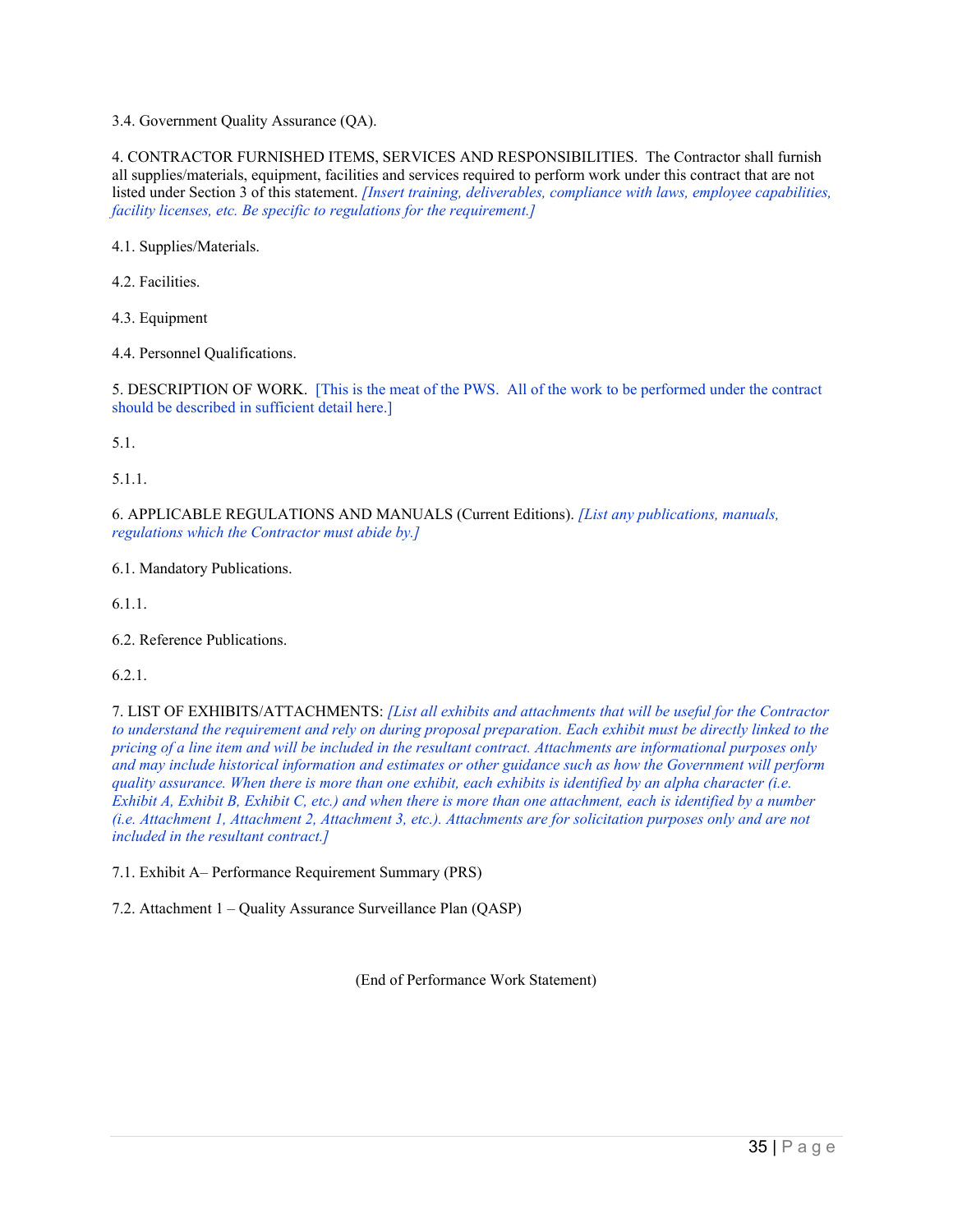3.4. Government Quality Assurance (QA).

4. CONTRACTOR FURNISHED ITEMS, SERVICES AND RESPONSIBILITIES. The Contractor shall furnish all supplies/materials, equipment, facilities and services required to perform work under this contract that are not listed under Section 3 of this statement. *[Insert training, deliverables, compliance with laws, employee capabilities, facility licenses, etc. Be specific to regulations for the requirement.]*

4.1. Supplies/Materials.

4.2. Facilities.

4.3. Equipment

4.4. Personnel Qualifications.

5. DESCRIPTION OF WORK. [This is the meat of the PWS. All of the work to be performed under the contract should be described in sufficient detail here.]

5.1.

5.1.1.

6. APPLICABLE REGULATIONS AND MANUALS (Current Editions). *[List any publications, manuals, regulations which the Contractor must abide by.]*

6.1. Mandatory Publications.

6.1.1.

6.2. Reference Publications.

6.2.1.

7. LIST OF EXHIBITS/ATTACHMENTS: *[List all exhibits and attachments that will be useful for the Contractor to understand the requirement and rely on during proposal preparation. Each exhibit must be directly linked to the pricing of a line item and will be included in the resultant contract. Attachments are informational purposes only and may include historical information and estimates or other guidance such as how the Government will perform quality assurance. When there is more than one exhibit, each exhibits is identified by an alpha character (i.e. Exhibit A, Exhibit B, Exhibit C, etc.) and when there is more than one attachment, each is identified by a number (i.e. Attachment 1, Attachment 2, Attachment 3, etc.). Attachments are for solicitation purposes only and are not included in the resultant contract.]*

7.1. Exhibit A– Performance Requirement Summary (PRS)

7.2. Attachment 1 – Quality Assurance Surveillance Plan (QASP)

(End of Performance Work Statement)